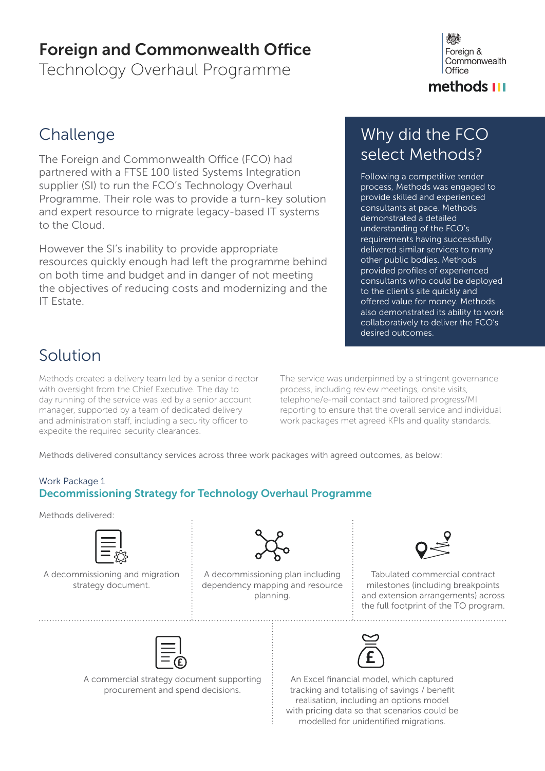# Foreign and Commonwealth Office

Technology Overhaul Programme

Foreign & Commonwealth Office

methods

## Challenge

The Foreign and Commonwealth Office (FCO) had partnered with a FTSE 100 listed Systems Integration supplier (SI) to run the FCO's Technology Overhaul Programme. Their role was to provide a turn-key solution and expert resource to migrate legacy-based IT systems to the Cloud.

However the SI's inability to provide appropriate resources quickly enough had left the programme behind on both time and budget and in danger of not meeting the objectives of reducing costs and modernizing and the IT Estate.

## Why did the FCO select Methods?

Following a competitive tender process, Methods was engaged to provide skilled and experienced consultants at pace. Methods demonstrated a detailed understanding of the FCO's requirements having successfully delivered similar services to many other public bodies. Methods provided profiles of experienced consultants who could be deployed to the client's site quickly and offered value for money. Methods also demonstrated its ability to work collaboratively to deliver the FCO's desired outcomes.

## Solution

Methods created a delivery team led by a senior director with oversight from the Chief Executive. The day to day running of the service was led by a senior account manager, supported by a team of dedicated delivery and administration staff, including a security officer to expedite the required security clearances.

The service was underpinned by a stringent governance process, including review meetings, onsite visits, telephone/e-mail contact and tailored progress/MI reporting to ensure that the overall service and individual work packages met agreed KPIs and quality standards.

Methods delivered consultancy services across three work packages with agreed outcomes, as below:

### Work Package 1

### Decommissioning Strategy for Technology Overhaul Programme

Methods delivered:

- A decommissioning and migration strategy document.
- A decommissioning plan including dependency mapping and resource planning.
- Tabulated commercial contract milestones (including breakpoints and extension arrangements) across the full footprint of the TO program.
- A commercial strategy document supporting procurement and spend decisions.
- An Excel financial model, which captured tracking and totalising of savings / benefit realisation, including an options model with pricing data so that scenarios could be modelled for unidentified migrations.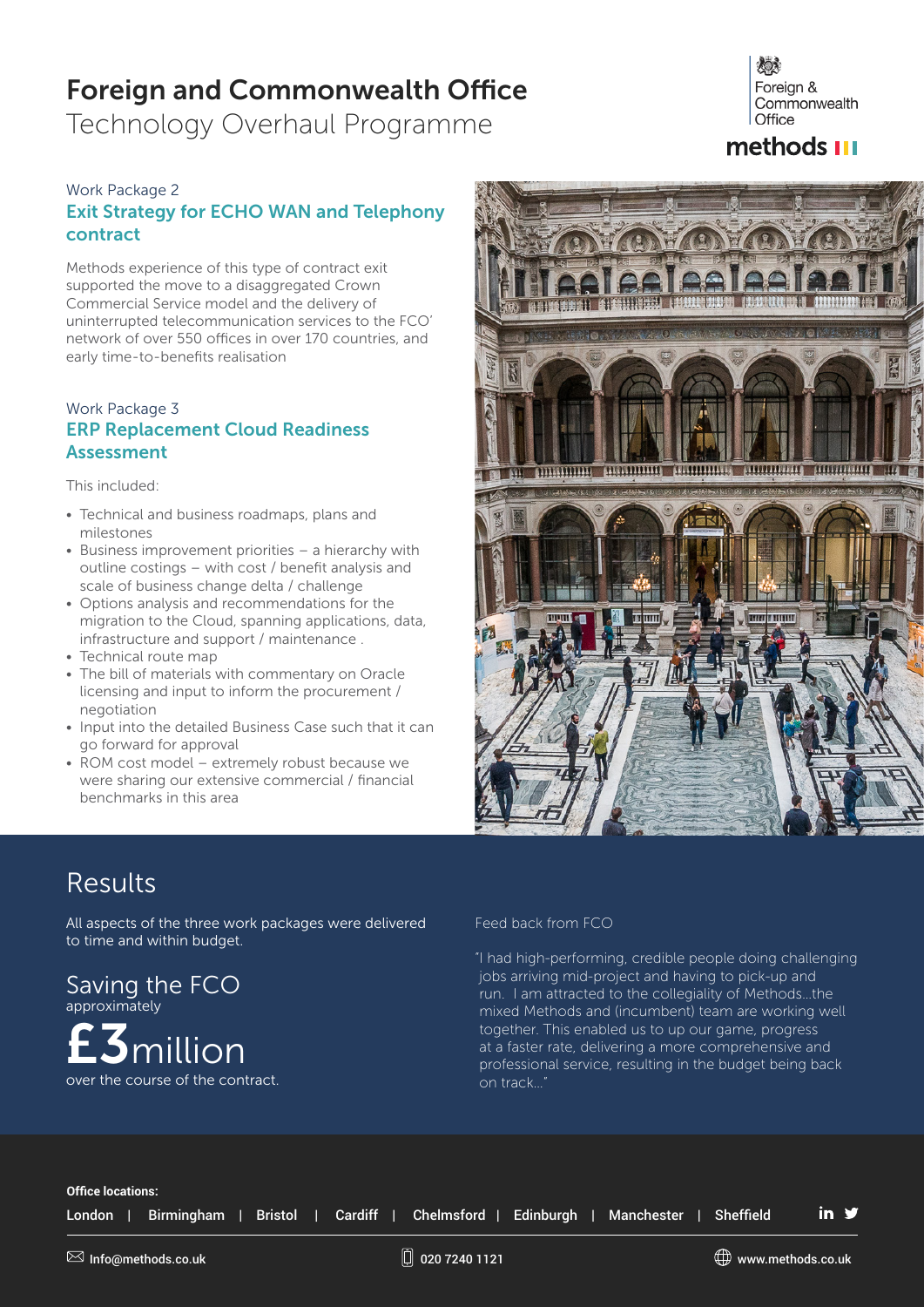# Foreign and Commonwealth Office

Technology Overhaul Programme

Foreign & Commonwealth Office

methods

Work Package 2

## Exit Strategy for ECHO WAN and Telephony contract

Methods experience of this type of contract exit supported the move to a disaggregated Crown Commercial Service model and the delivery of uninterrupted telecommunication services to the FCO' network of over 550 offices in over 170 countries, and early time-to-benefits realisation

Work Package 3

## ERP Replacement Cloud Readiness Assessment

This included:

- Technical and business roadmaps, plans and milestones
- Business improvement priorities – a hierarchy with outline costings – with cost / benefit analysis and scale of business change delta / challenge
- Options analysis and recommendations for the migration to the Cloud, spanning applications, data, infrastructure and support / maintenance .
- Technical route map
- The bill of materials with commentary on Oracle licensing and input to inform the procurement / negotiation
- Input into the detailed Business Case such that it can go forward for approval
- ROM cost model – extremely robust because we were sharing our extensive commercial / financial benchmarks in this area

## Results

All aspects of the three work packages were delivered to time and within budget.

Saving the FCO approximately

**£3**million

over the course of the contract.

Feed back from FCO

"I had high-performing, credible people doing challenging jobs arriving mid-project and having to pick-up and run. I am attracted to the collegiality of Methods...the mixed Methods and (incumbent) team are working well together. This enabled us to up our game, progress at a faster rate, delivering a more comprehensive and professional service, resulting in the budget being back on track..."

**Office locations:**

**London | Birmingham | Bristol | Cardiff | Chelmsford | Edinburgh | Manchester | Sheffield**

**Info@methods.co.uk** **020 7240 1121** **www.methods.co.uk**